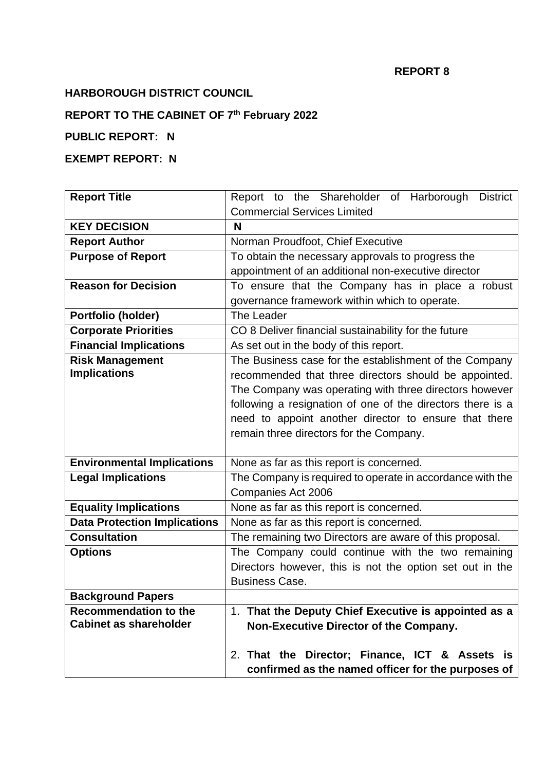**REPORT 8**

**HARBOROUGH DISTRICT COUNCIL**

**REPORT TO THE CABINET OF 7th February 2022**

**PUBLIC REPORT: N**

**EXEMPT REPORT: N**

| **Report Title** | Report to the Shareholder of Harborough District Commercial Services Limited |
|---|---|
| **KEY DECISION** | **N** |
| **Report Author** | Norman Proudfoot, Chief Executive |
| **Purpose of Report** | To obtain the necessary approvals to progress the appointment of an additional non-executive director |
| **Reason for Decision** | To ensure that the Company has in place a robust governance framework within which to operate. |
| **Portfolio (holder)** | The Leader |
| **Corporate Priorities** | CO 8 Deliver financial sustainability for the future |
| **Financial Implications** | As set out in the body of this report. |
| **Risk Management Implications** | The Business case for the establishment of the Company recommended that three directors should be appointed. The Company was operating with three directors however following a resignation of one of the directors there is a need to appoint another director to ensure that there remain three directors for the Company. |
| **Environmental Implications** | None as far as this report is concerned. |
| **Legal Implications** | The Company is required to operate in accordance with the Companies Act 2006 |
| **Equality Implications** | None as far as this report is concerned. |
| **Data Protection Implications** | None as far as this report is concerned. |
| **Consultation** | The remaining two Directors are aware of this proposal. |
| **Options** | The Company could continue with the two remaining Directors however, this is not the option set out in the Business Case. |
| **Background Papers** | |
| **Recommendation to the Cabinet as shareholder** | 1. **That the Deputy Chief Executive is appointed as a Non-Executive Director of the Company.** 2. **That the Director; Finance, ICT & Assets is confirmed as the named officer for the purposes of** |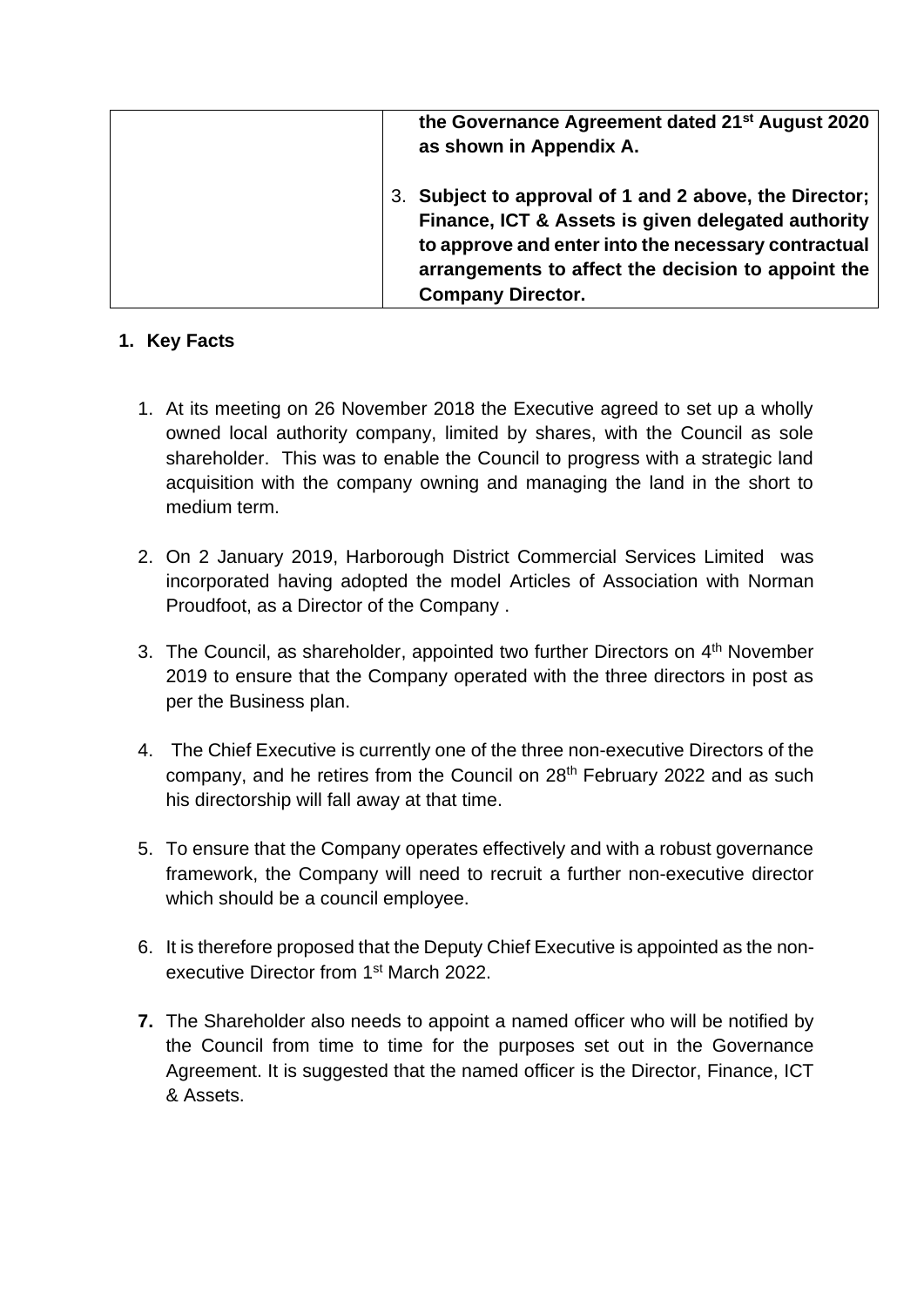| | |
|---|---|
| | **the Governance Agreement dated 21st August 2020 as shown in Appendix A.**<br><br>3. **Subject to approval of 1 and 2 above, the Director; Finance, ICT & Assets is given delegated authority to approve and enter into the necessary contractual arrangements to affect the decision to appoint the Company Director.** |

## 1. Key Facts

1. At its meeting on 26 November 2018 the Executive agreed to set up a wholly owned local authority company, limited by shares, with the Council as sole shareholder. This was to enable the Council to progress with a strategic land acquisition with the company owning and managing the land in the short to medium term.

2. On 2 January 2019, Harborough District Commercial Services Limited was incorporated having adopted the model Articles of Association with Norman Proudfoot, as a Director of the Company .

3. The Council, as shareholder, appointed two further Directors on 4th November 2019 to ensure that the Company operated with the three directors in post as per the Business plan.

4. The Chief Executive is currently one of the three non-executive Directors of the company, and he retires from the Council on 28th February 2022 and as such his directorship will fall away at that time.

5. To ensure that the Company operates effectively and with a robust governance framework, the Company will need to recruit a further non-executive director which should be a council employee.

6. It is therefore proposed that the Deputy Chief Executive is appointed as the non-executive Director from 1st March 2022.

7. The Shareholder also needs to appoint a named officer who will be notified by the Council from time to time for the purposes set out in the Governance Agreement. It is suggested that the named officer is the Director, Finance, ICT & Assets.